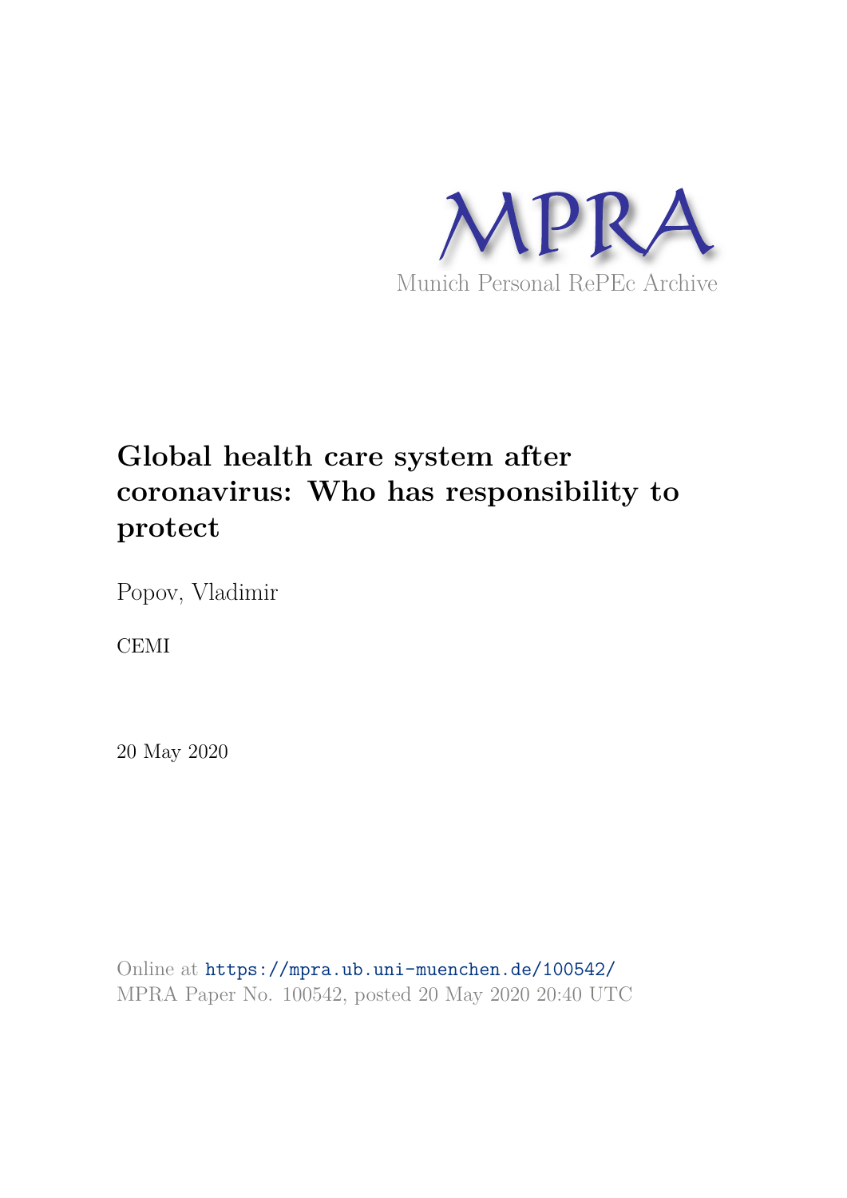MPRA

Munich Personal RePEc Archive

# Global health care system after coronavirus: Who has responsibility to protect

Popov, Vladimir

CEMI

20 May 2020

Online at https://mpra.ub.uni-muenchen.de/100542/
MPRA Paper No. 100542, posted 20 May 2020 20:40 UTC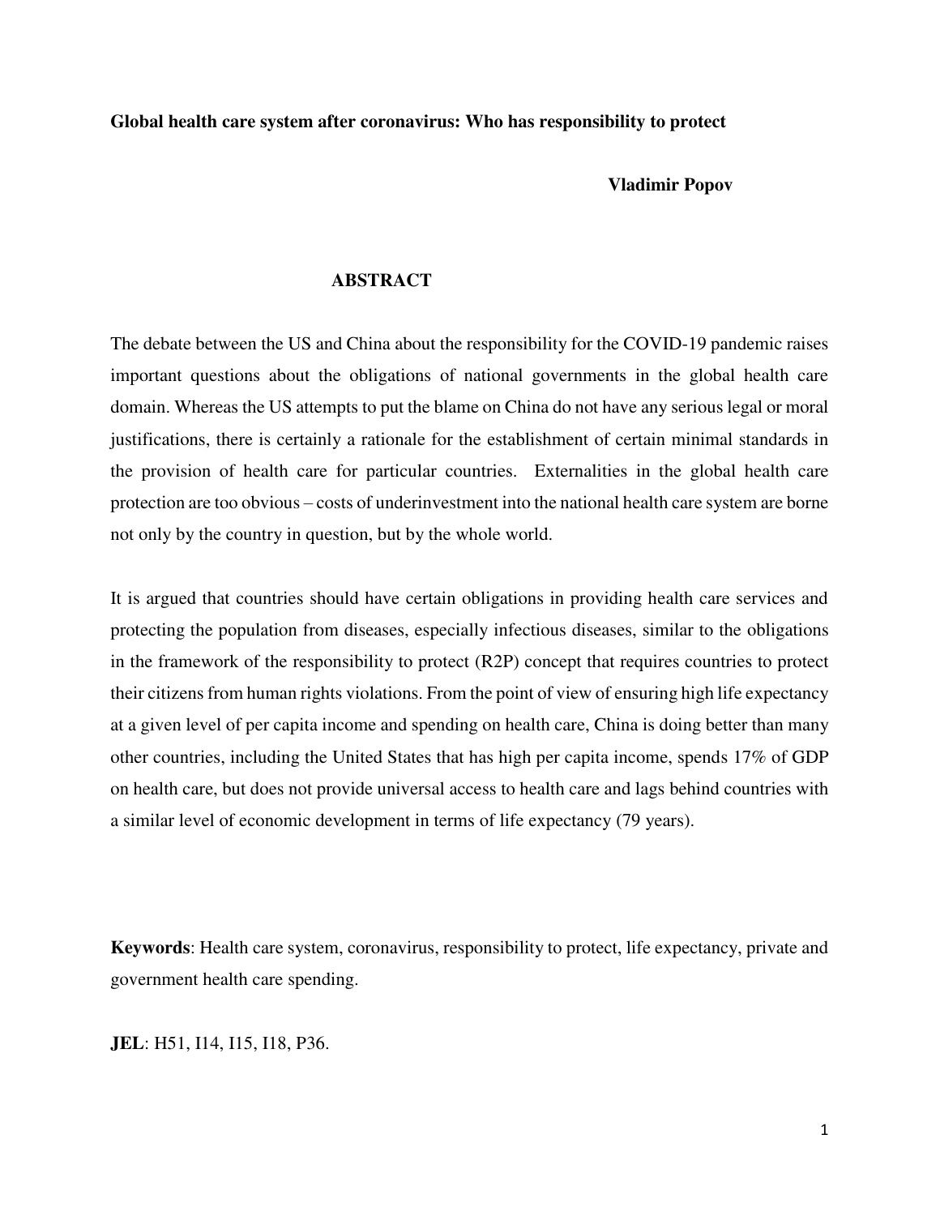**Global health care system after coronavirus: Who has responsibility to protect**

**Vladimir Popov**

## ABSTRACT

The debate between the US and China about the responsibility for the COVID-19 pandemic raises important questions about the obligations of national governments in the global health care domain. Whereas the US attempts to put the blame on China do not have any serious legal or moral justifications, there is certainly a rationale for the establishment of certain minimal standards in the provision of health care for particular countries. Externalities in the global health care protection are too obvious – costs of underinvestment into the national health care system are borne not only by the country in question, but by the whole world.

It is argued that countries should have certain obligations in providing health care services and protecting the population from diseases, especially infectious diseases, similar to the obligations in the framework of the responsibility to protect (R2P) concept that requires countries to protect their citizens from human rights violations. From the point of view of ensuring high life expectancy at a given level of per capita income and spending on health care, China is doing better than many other countries, including the United States that has high per capita income, spends 17% of GDP on health care, but does not provide universal access to health care and lags behind countries with a similar level of economic development in terms of life expectancy (79 years).

**Keywords**: Health care system, coronavirus, responsibility to protect, life expectancy, private and government health care spending.

**JEL**: H51, I14, I15, I18, P36.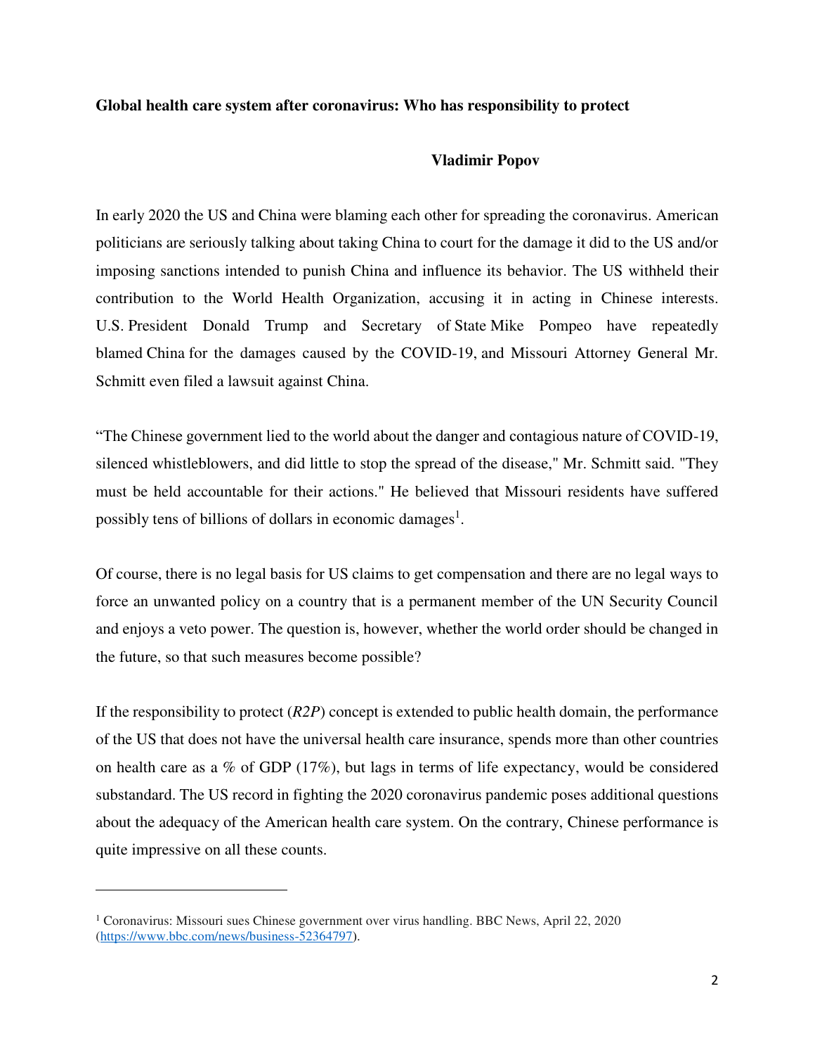**Global health care system after coronavirus: Who has responsibility to protect**

**Vladimir Popov**

In early 2020 the US and China were blaming each other for spreading the coronavirus. American politicians are seriously talking about taking China to court for the damage it did to the US and/or imposing sanctions intended to punish China and influence its behavior. The US withheld their contribution to the World Health Organization, accusing it in acting in Chinese interests. U.S. President Donald Trump and Secretary of State Mike Pompeo have repeatedly blamed China for the damages caused by the COVID-19, and Missouri Attorney General Mr. Schmitt even filed a lawsuit against China.

"The Chinese government lied to the world about the danger and contagious nature of COVID-19, silenced whistleblowers, and did little to stop the spread of the disease," Mr. Schmitt said. "They must be held accountable for their actions." He believed that Missouri residents have suffered possibly tens of billions of dollars in economic damages[1].

Of course, there is no legal basis for US claims to get compensation and there are no legal ways to force an unwanted policy on a country that is a permanent member of the UN Security Council and enjoys a veto power. The question is, however, whether the world order should be changed in the future, so that such measures become possible?

If the responsibility to protect (*R2P*) concept is extended to public health domain, the performance of the US that does not have the universal health care insurance, spends more than other countries on health care as a % of GDP (17%), but lags in terms of life expectancy, would be considered substandard. The US record in fighting the 2020 coronavirus pandemic poses additional questions about the adequacy of the American health care system. On the contrary, Chinese performance is quite impressive on all these counts.

---

[1] Coronavirus: Missouri sues Chinese government over virus handling. BBC News, April 22, 2020 (https://www.bbc.com/news/business-52364797).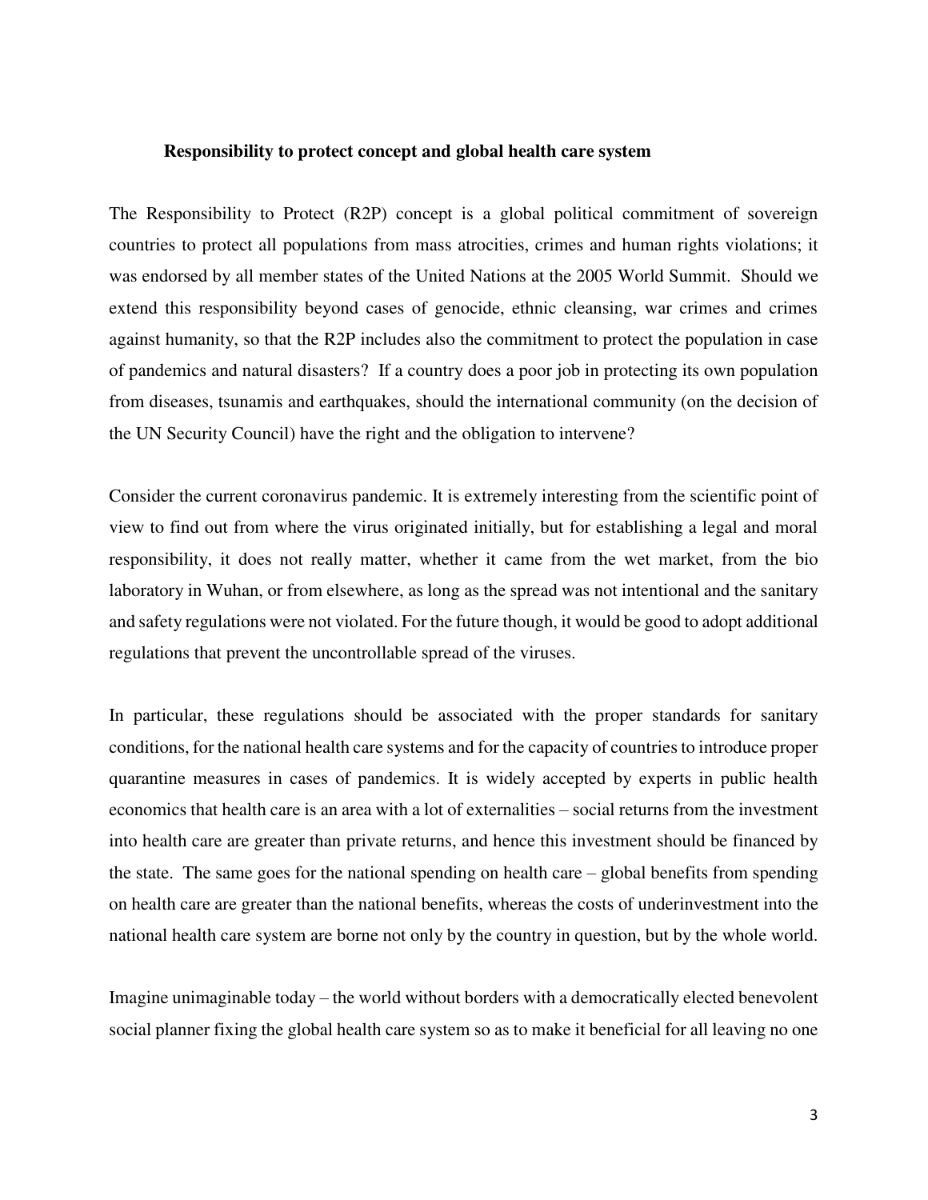### Responsibility to protect concept and global health care system

The Responsibility to Protect (R2P) concept is a global political commitment of sovereign countries to protect all populations from mass atrocities, crimes and human rights violations; it was endorsed by all member states of the United Nations at the 2005 World Summit. Should we extend this responsibility beyond cases of genocide, ethnic cleansing, war crimes and crimes against humanity, so that the R2P includes also the commitment to protect the population in case of pandemics and natural disasters? If a country does a poor job in protecting its own population from diseases, tsunamis and earthquakes, should the international community (on the decision of the UN Security Council) have the right and the obligation to intervene?

Consider the current coronavirus pandemic. It is extremely interesting from the scientific point of view to find out from where the virus originated initially, but for establishing a legal and moral responsibility, it does not really matter, whether it came from the wet market, from the bio laboratory in Wuhan, or from elsewhere, as long as the spread was not intentional and the sanitary and safety regulations were not violated. For the future though, it would be good to adopt additional regulations that prevent the uncontrollable spread of the viruses.

In particular, these regulations should be associated with the proper standards for sanitary conditions, for the national health care systems and for the capacity of countries to introduce proper quarantine measures in cases of pandemics. It is widely accepted by experts in public health economics that health care is an area with a lot of externalities – social returns from the investment into health care are greater than private returns, and hence this investment should be financed by the state. The same goes for the national spending on health care – global benefits from spending on health care are greater than the national benefits, whereas the costs of underinvestment into the national health care system are borne not only by the country in question, but by the whole world.

Imagine unimaginable today – the world without borders with a democratically elected benevolent social planner fixing the global health care system so as to make it beneficial for all leaving no one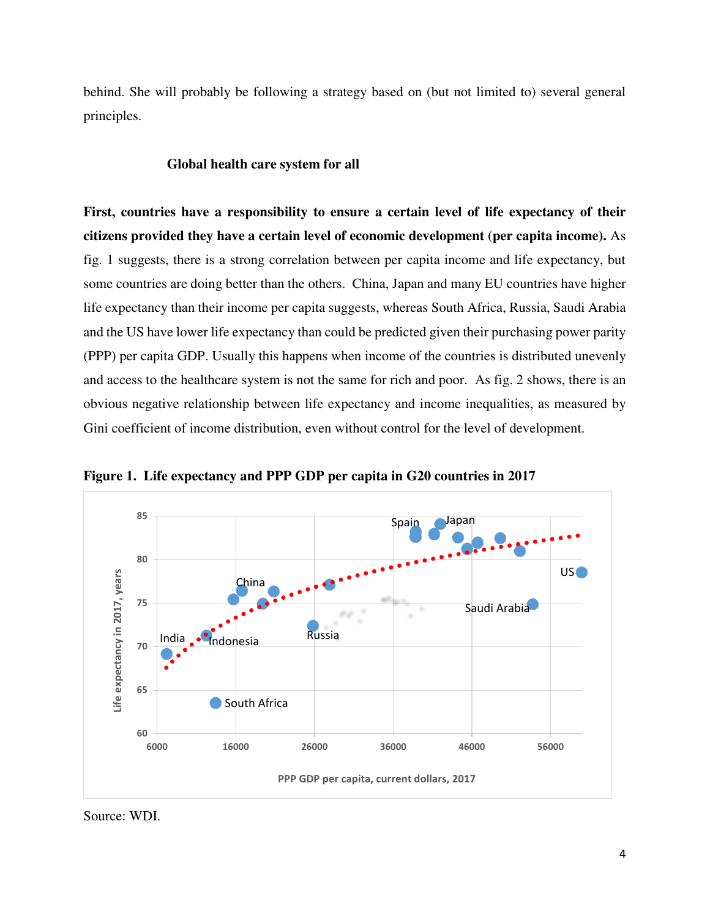behind. She will probably be following a strategy based on (but not limited to) several general principles.

### Global health care system for all

**First, countries have a responsibility to ensure a certain level of life expectancy of their citizens provided they have a certain level of economic development (per capita income).** As fig. 1 suggests, there is a strong correlation between per capita income and life expectancy, but some countries are doing better than the others. China, Japan and many EU countries have higher life expectancy than their income per capita suggests, whereas South Africa, Russia, Saudi Arabia and the US have lower life expectancy than could be predicted given their purchasing power parity (PPP) per capita GDP. Usually this happens when income of the countries is distributed unevenly and access to the healthcare system is not the same for rich and poor. As fig. 2 shows, there is an obvious negative relationship between life expectancy and income inequalities, as measured by Gini coefficient of income distribution, even without control for the level of development.

**Figure 1. Life expectancy and PPP GDP per capita in G20 countries in 2017**

Source: WDI.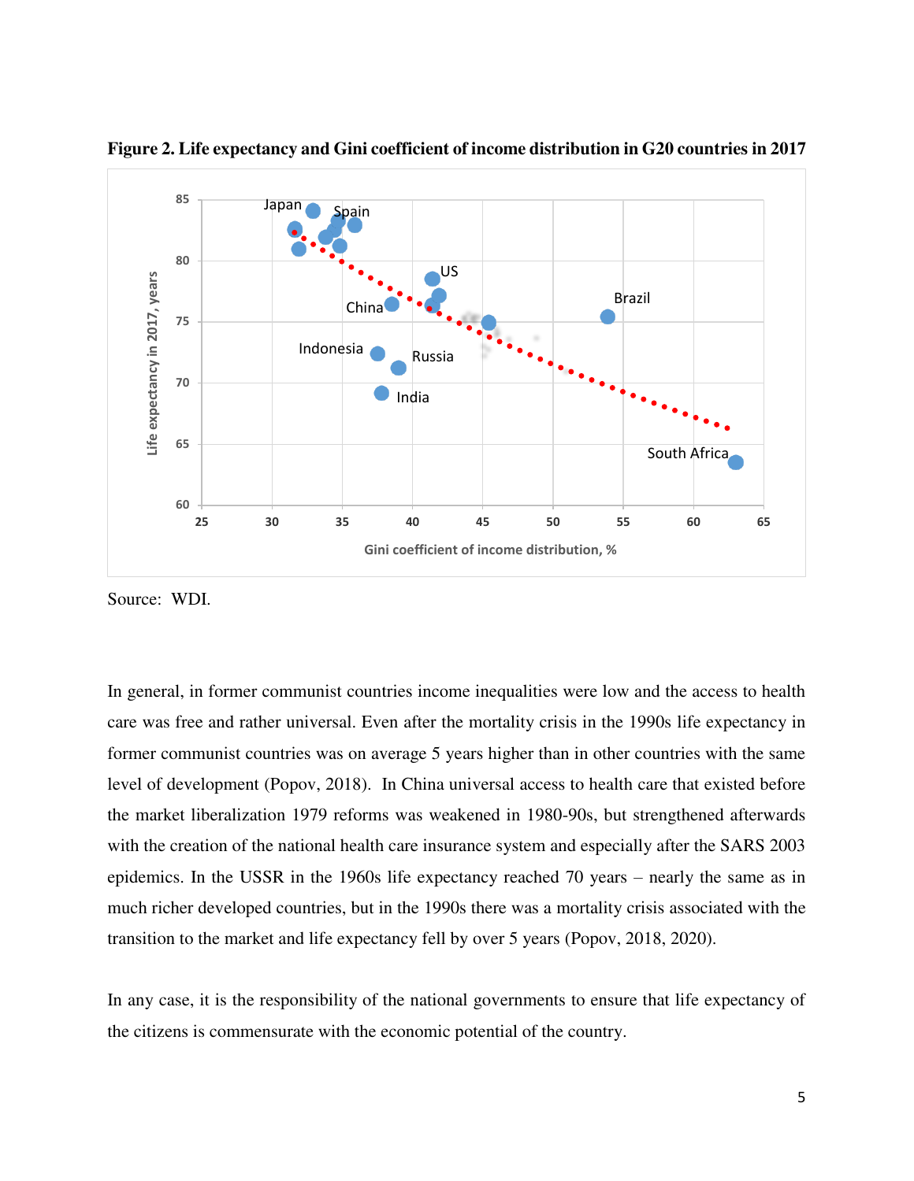**Figure 2. Life expectancy and Gini coefficient of income distribution in G20 countries in 2017**

Source: WDI.

In general, in former communist countries income inequalities were low and the access to health care was free and rather universal. Even after the mortality crisis in the 1990s life expectancy in former communist countries was on average 5 years higher than in other countries with the same level of development (Popov, 2018). In China universal access to health care that existed before the market liberalization 1979 reforms was weakened in 1980-90s, but strengthened afterwards with the creation of the national health care insurance system and especially after the SARS 2003 epidemics. In the USSR in the 1960s life expectancy reached 70 years – nearly the same as in much richer developed countries, but in the 1990s there was a mortality crisis associated with the transition to the market and life expectancy fell by over 5 years (Popov, 2018, 2020).

In any case, it is the responsibility of the national governments to ensure that life expectancy of the citizens is commensurate with the economic potential of the country.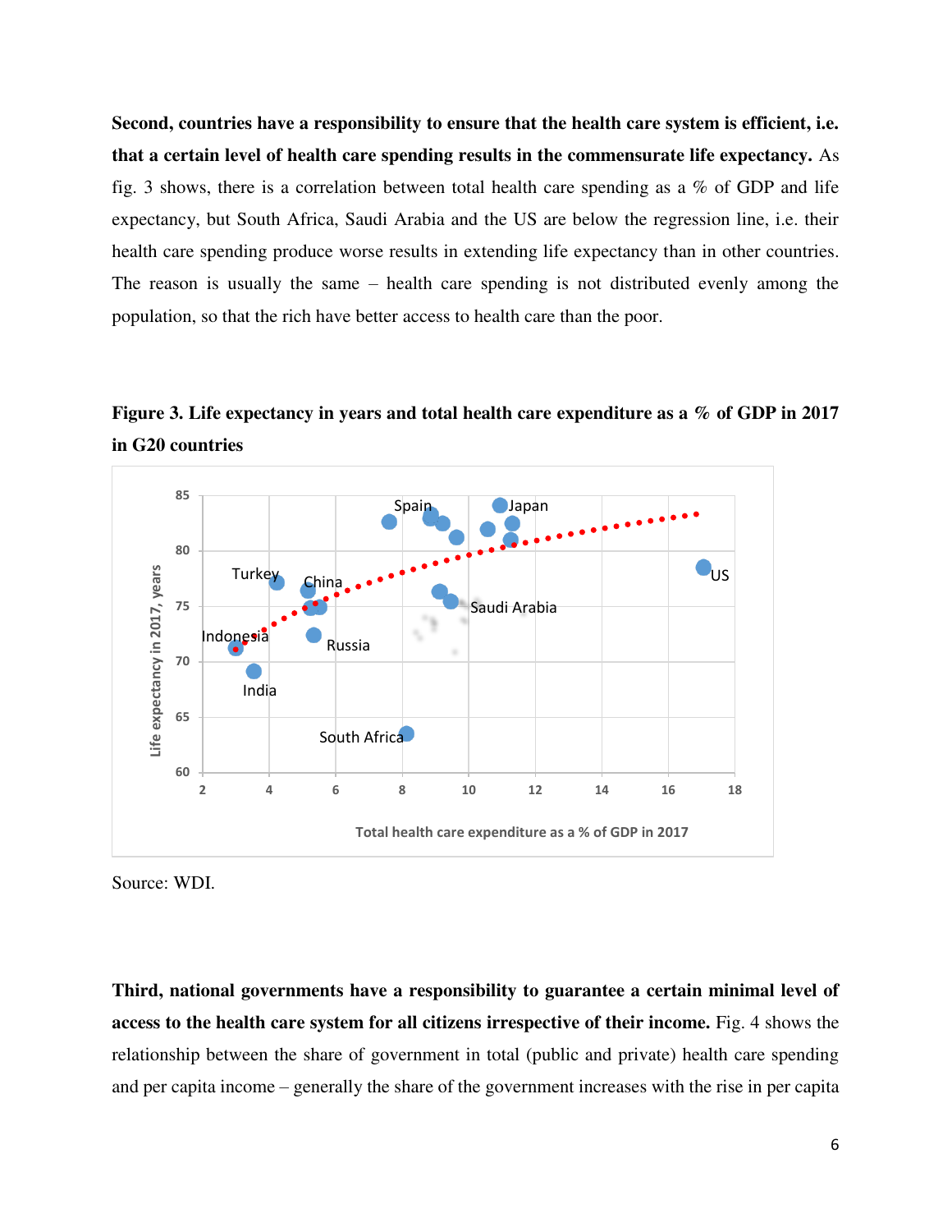**Second, countries have a responsibility to ensure that the health care system is efficient, i.e. that a certain level of health care spending results in the commensurate life expectancy.** As fig. 3 shows, there is a correlation between total health care spending as a % of GDP and life expectancy, but South Africa, Saudi Arabia and the US are below the regression line, i.e. their health care spending produce worse results in extending life expectancy than in other countries. The reason is usually the same – health care spending is not distributed evenly among the population, so that the rich have better access to health care than the poor.

**Figure 3. Life expectancy in years and total health care expenditure as a % of GDP in 2017 in G20 countries**

Source: WDI.

**Third, national governments have a responsibility to guarantee a certain minimal level of access to the health care system for all citizens irrespective of their income.** Fig. 4 shows the relationship between the share of government in total (public and private) health care spending and per capita income – generally the share of the government increases with the rise in per capita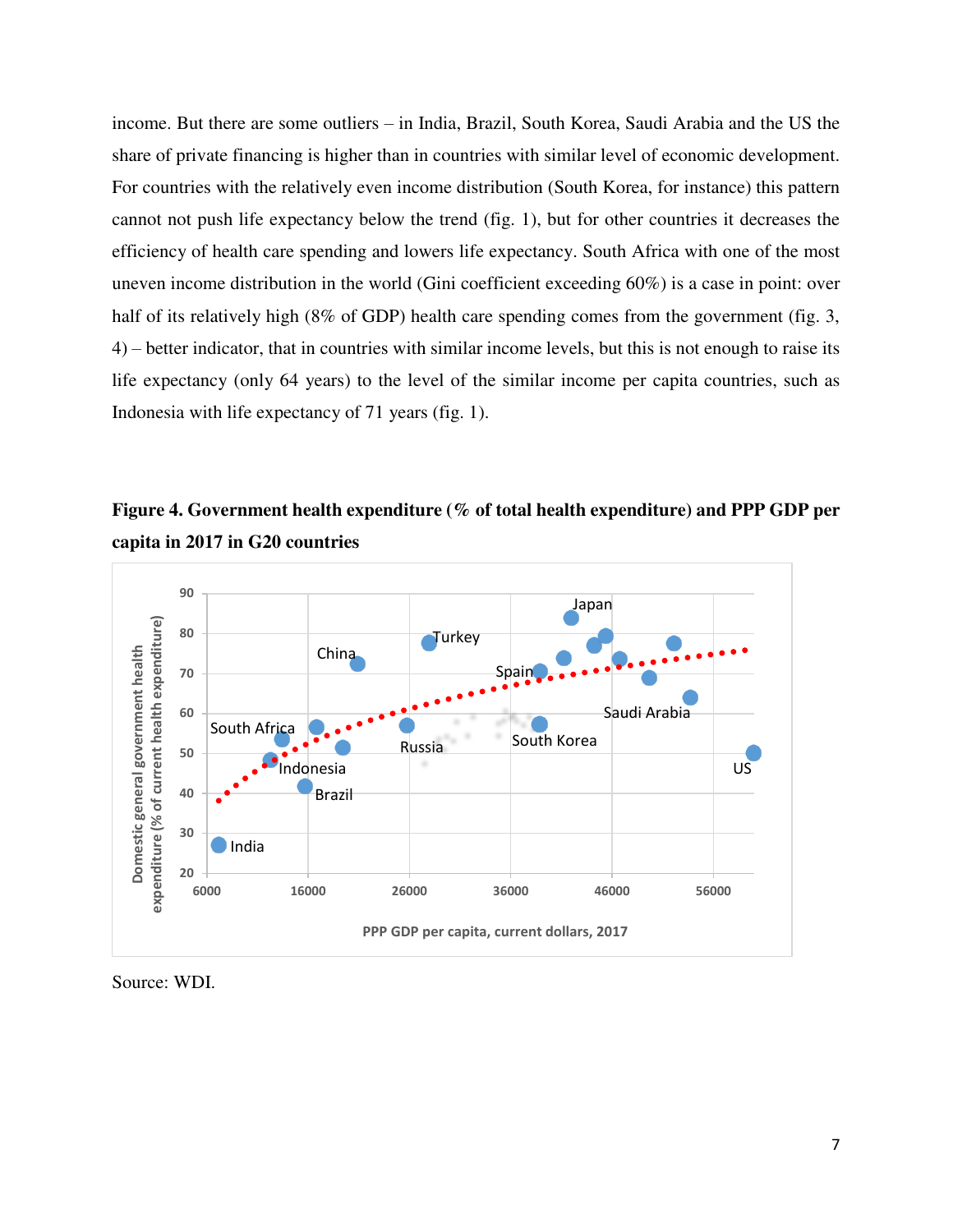income. But there are some outliers – in India, Brazil, South Korea, Saudi Arabia and the US the share of private financing is higher than in countries with similar level of economic development. For countries with the relatively even income distribution (South Korea, for instance) this pattern cannot not push life expectancy below the trend (fig. 1), but for other countries it decreases the efficiency of health care spending and lowers life expectancy. South Africa with one of the most uneven income distribution in the world (Gini coefficient exceeding 60%) is a case in point: over half of its relatively high (8% of GDP) health care spending comes from the government (fig. 3, 4) – better indicator, that in countries with similar income levels, but this is not enough to raise its life expectancy (only 64 years) to the level of the similar income per capita countries, such as Indonesia with life expectancy of 71 years (fig. 1).

**Figure 4. Government health expenditure (% of total health expenditure) and PPP GDP per capita in 2017 in G20 countries**

Source: WDI.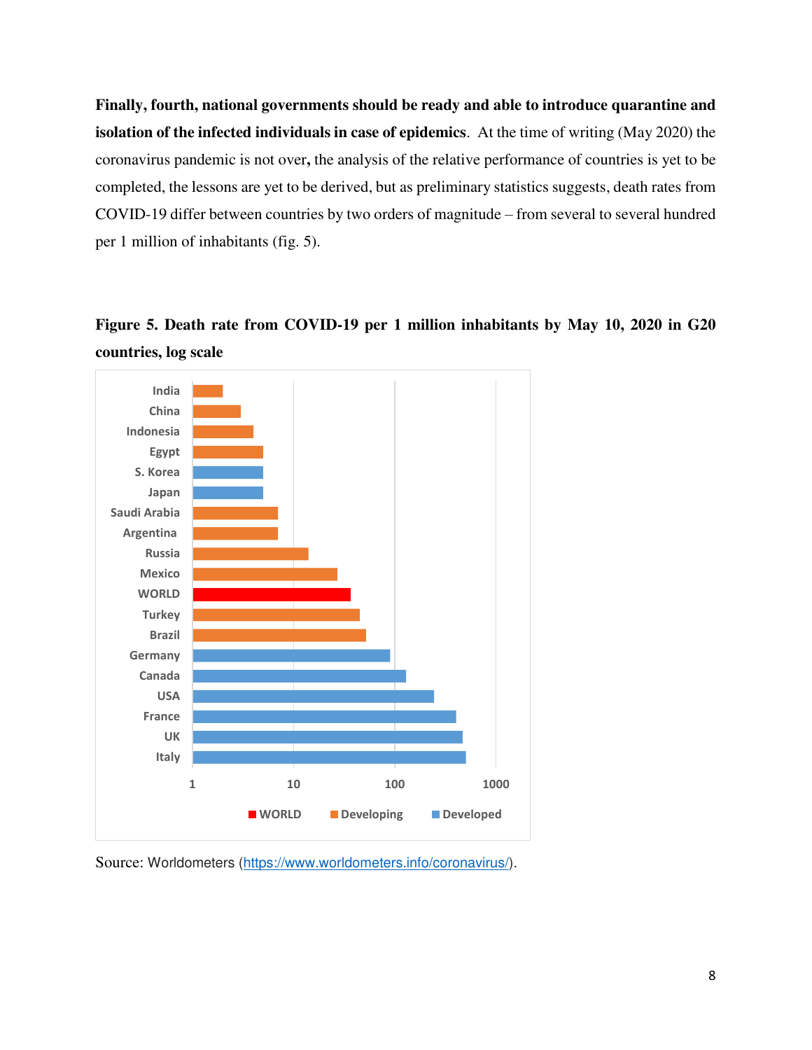**Finally, fourth, national governments should be ready and able to introduce quarantine and isolation of the infected individuals in case of epidemics**. At the time of writing (May 2020) the coronavirus pandemic is not over**,** the analysis of the relative performance of countries is yet to be completed, the lessons are yet to be derived, but as preliminary statistics suggests, death rates from COVID-19 differ between countries by two orders of magnitude – from several to several hundred per 1 million of inhabitants (fig. 5).

**Figure 5. Death rate from COVID-19 per 1 million inhabitants by May 10, 2020 in G20 countries, log scale**

Source: Worldometers (https://www.worldometers.info/coronavirus/).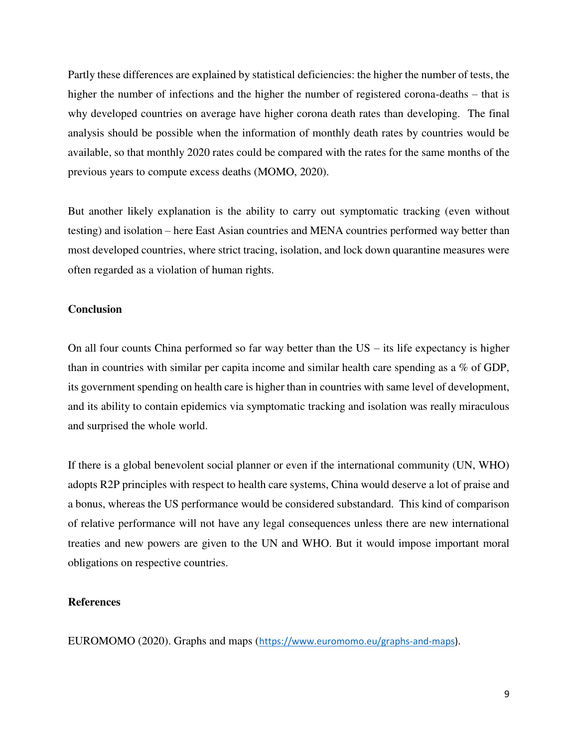Partly these differences are explained by statistical deficiencies: the higher the number of tests, the higher the number of infections and the higher the number of registered corona-deaths – that is why developed countries on average have higher corona death rates than developing. The final analysis should be possible when the information of monthly death rates by countries would be available, so that monthly 2020 rates could be compared with the rates for the same months of the previous years to compute excess deaths (MOMO, 2020).

But another likely explanation is the ability to carry out symptomatic tracking (even without testing) and isolation – here East Asian countries and MENA countries performed way better than most developed countries, where strict tracing, isolation, and lock down quarantine measures were often regarded as a violation of human rights.

## Conclusion

On all four counts China performed so far way better than the US – its life expectancy is higher than in countries with similar per capita income and similar health care spending as a % of GDP, its government spending on health care is higher than in countries with same level of development, and its ability to contain epidemics via symptomatic tracking and isolation was really miraculous and surprised the whole world.

If there is a global benevolent social planner or even if the international community (UN, WHO) adopts R2P principles with respect to health care systems, China would deserve a lot of praise and a bonus, whereas the US performance would be considered substandard. This kind of comparison of relative performance will not have any legal consequences unless there are new international treaties and new powers are given to the UN and WHO. But it would impose important moral obligations on respective countries.

## References

EUROMOMO (2020). Graphs and maps (https://www.euromomo.eu/graphs-and-maps).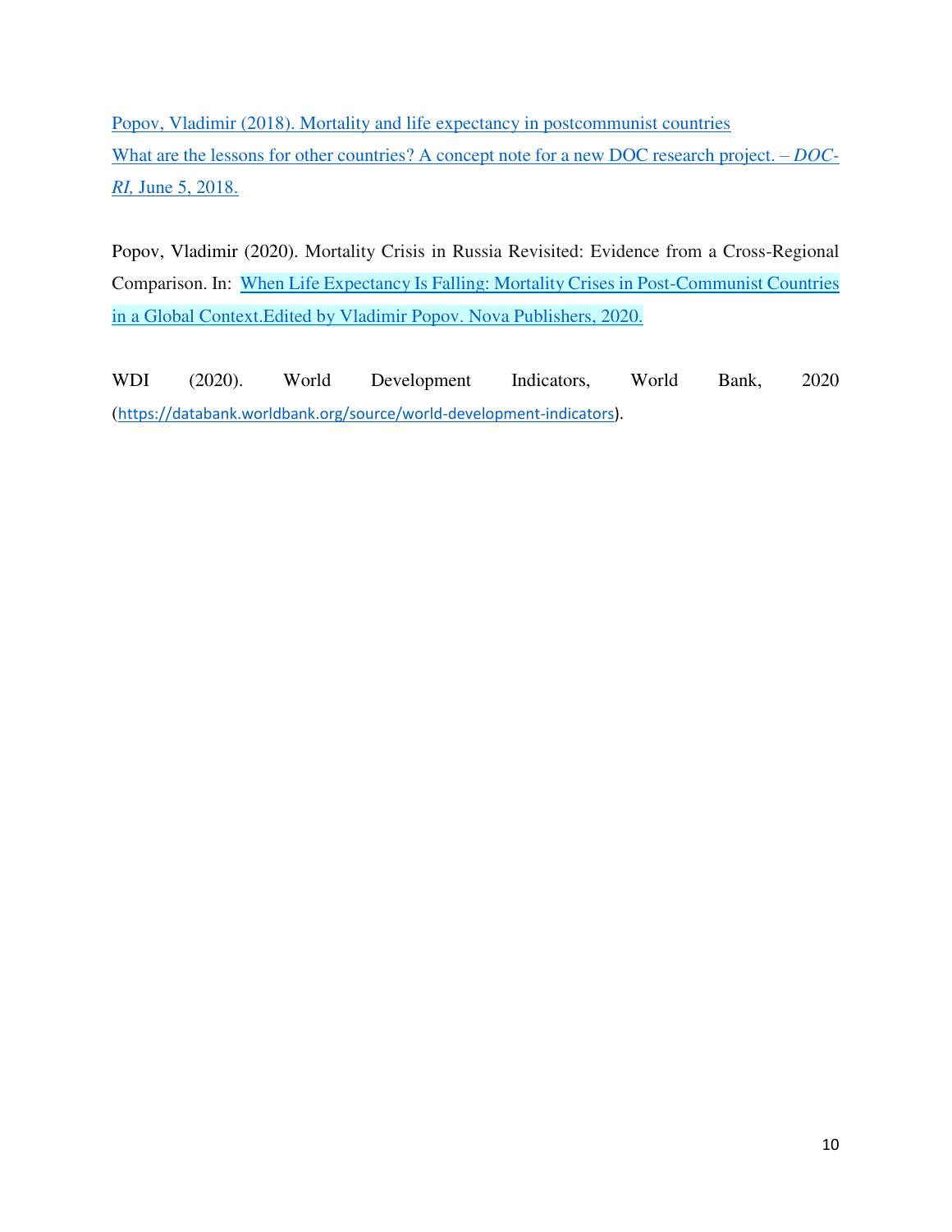Popov, Vladimir (2018). Mortality and life expectancy in postcommunist countries What are the lessons for other countries? A concept note for a new DOC research project. – *DOC-RI,* June 5, 2018.

Popov, Vladimir (2020). Mortality Crisis in Russia Revisited: Evidence from a Cross-Regional Comparison. In: When Life Expectancy Is Falling: Mortality Crises in Post-Communist Countries in a Global Context.Edited by Vladimir Popov. Nova Publishers, 2020.

WDI (2020). World Development Indicators, World Bank, 2020 (https://databank.worldbank.org/source/world-development-indicators).